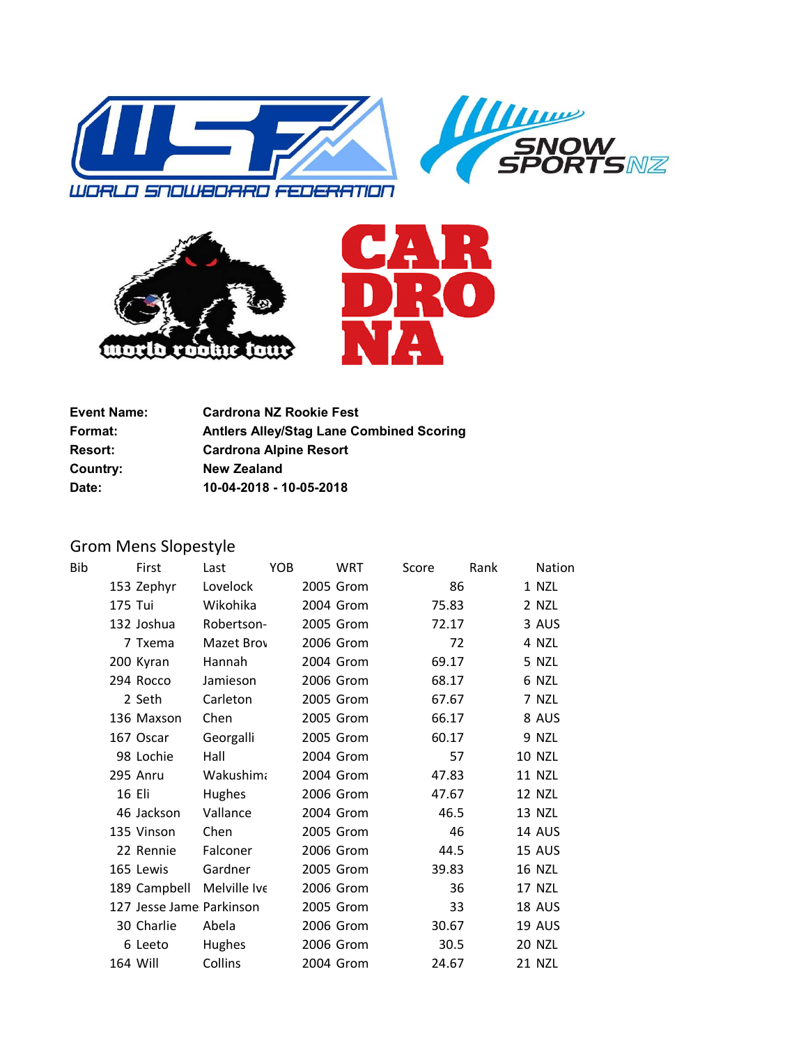| | |
|---|---|
| **Event Name:** | **Cardrona NZ Rookie Fest** |
| **Format:** | **Antlers Alley/Stag Lane Combined Scoring** |
| **Resort:** | **Cardrona Alpine Resort** |
| **Country:** | **New Zealand** |
| **Date:** | **10-04-2018 - 10-05-2018** |

## Grom Mens Slopestyle

| Bib | First | Last | YOB | WRT | Score | Rank | Nation |
|---|---|---|---|---|---|---|---|
| 153 | Zephyr | Lovelock | 2005 | Grom | 86 | 1 | NZL |
| 175 | Tui | Wikohika | 2004 | Grom | 75.83 | 2 | NZL |
| 132 | Joshua | Robertson- | 2005 | Grom | 72.17 | 3 | AUS |
| 7 | Txema | Mazet Brov | 2006 | Grom | 72 | 4 | NZL |
| 200 | Kyran | Hannah | 2004 | Grom | 69.17 | 5 | NZL |
| 294 | Rocco | Jamieson | 2006 | Grom | 68.17 | 6 | NZL |
| 2 | Seth | Carleton | 2005 | Grom | 67.67 | 7 | NZL |
| 136 | Maxson | Chen | 2005 | Grom | 66.17 | 8 | AUS |
| 167 | Oscar | Georgalli | 2005 | Grom | 60.17 | 9 | NZL |
| 98 | Lochie | Hall | 2004 | Grom | 57 | 10 | NZL |
| 295 | Anru | Wakushima | 2004 | Grom | 47.83 | 11 | NZL |
| 16 | Eli | Hughes | 2006 | Grom | 47.67 | 12 | NZL |
| 46 | Jackson | Vallance | 2004 | Grom | 46.5 | 13 | NZL |
| 135 | Vinson | Chen | 2005 | Grom | 46 | 14 | AUS |
| 22 | Rennie | Falconer | 2006 | Grom | 44.5 | 15 | AUS |
| 165 | Lewis | Gardner | 2005 | Grom | 39.83 | 16 | NZL |
| 189 | Campbell | Melville Ive | 2006 | Grom | 36 | 17 | NZL |
| 127 | Jesse Jame | Parkinson | 2005 | Grom | 33 | 18 | AUS |
| 30 | Charlie | Abela | 2006 | Grom | 30.67 | 19 | AUS |
| 6 | Leeto | Hughes | 2006 | Grom | 30.5 | 20 | NZL |
| 164 | Will | Collins | 2004 | Grom | 24.67 | 21 | NZL |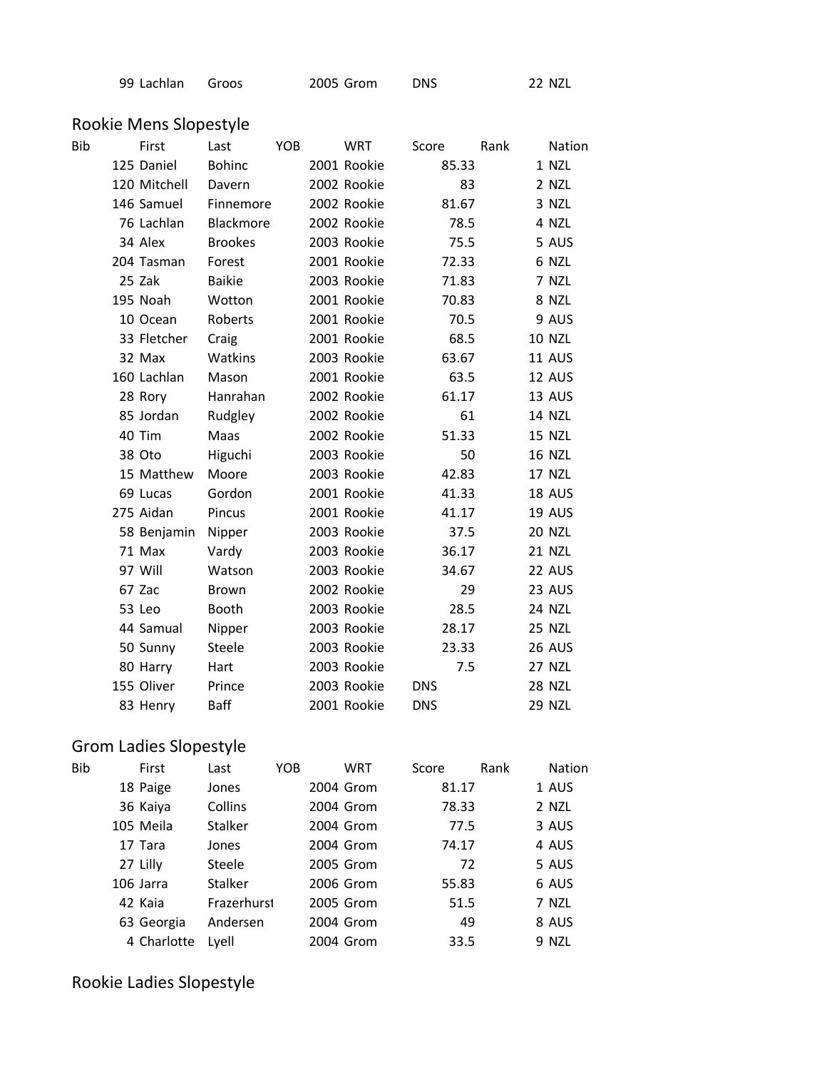| Bib | First | Last | YOB | WRT | Score | Rank | Nation |
|---|---|---|---|---|---|---|---|
| 99 | Lachlan | Groos | 2005 | Grom | DNS | 22 | NZL |

## Rookie Mens Slopestyle

| Bib | First | Last | YOB | WRT | Score | Rank | Nation |
|---|---|---|---|---|---|---|---|
| 125 | Daniel | Bohinc | 2001 | Rookie | 85.33 | 1 | NZL |
| 120 | Mitchell | Davern | 2002 | Rookie | 83 | 2 | NZL |
| 146 | Samuel | Finnemore | 2002 | Rookie | 81.67 | 3 | NZL |
| 76 | Lachlan | Blackmore | 2002 | Rookie | 78.5 | 4 | NZL |
| 34 | Alex | Brookes | 2003 | Rookie | 75.5 | 5 | AUS |
| 204 | Tasman | Forest | 2001 | Rookie | 72.33 | 6 | NZL |
| 25 | Zak | Baikie | 2003 | Rookie | 71.83 | 7 | NZL |
| 195 | Noah | Wotton | 2001 | Rookie | 70.83 | 8 | NZL |
| 10 | Ocean | Roberts | 2001 | Rookie | 70.5 | 9 | AUS |
| 33 | Fletcher | Craig | 2001 | Rookie | 68.5 | 10 | NZL |
| 32 | Max | Watkins | 2003 | Rookie | 63.67 | 11 | AUS |
| 160 | Lachlan | Mason | 2001 | Rookie | 63.5 | 12 | AUS |
| 28 | Rory | Hanrahan | 2002 | Rookie | 61.17 | 13 | AUS |
| 85 | Jordan | Rudgley | 2002 | Rookie | 61 | 14 | NZL |
| 40 | Tim | Maas | 2002 | Rookie | 51.33 | 15 | NZL |
| 38 | Oto | Higuchi | 2003 | Rookie | 50 | 16 | NZL |
| 15 | Matthew | Moore | 2003 | Rookie | 42.83 | 17 | NZL |
| 69 | Lucas | Gordon | 2001 | Rookie | 41.33 | 18 | AUS |
| 275 | Aidan | Pincus | 2001 | Rookie | 41.17 | 19 | AUS |
| 58 | Benjamin | Nipper | 2003 | Rookie | 37.5 | 20 | NZL |
| 71 | Max | Vardy | 2003 | Rookie | 36.17 | 21 | NZL |
| 97 | Will | Watson | 2003 | Rookie | 34.67 | 22 | AUS |
| 67 | Zac | Brown | 2002 | Rookie | 29 | 23 | AUS |
| 53 | Leo | Booth | 2003 | Rookie | 28.5 | 24 | NZL |
| 44 | Samual | Nipper | 2003 | Rookie | 28.17 | 25 | NZL |
| 50 | Sunny | Steele | 2003 | Rookie | 23.33 | 26 | AUS |
| 80 | Harry | Hart | 2003 | Rookie | 7.5 | 27 | NZL |
| 155 | Oliver | Prince | 2003 | Rookie | DNS | 28 | NZL |
| 83 | Henry | Baff | 2001 | Rookie | DNS | 29 | NZL |

## Grom Ladies Slopestyle

| Bib | First | Last | YOB | WRT | Score | Rank | Nation |
|---|---|---|---|---|---|---|---|
| 18 | Paige | Jones | 2004 | Grom | 81.17 | 1 | AUS |
| 36 | Kaiya | Collins | 2004 | Grom | 78.33 | 2 | NZL |
| 105 | Meila | Stalker | 2004 | Grom | 77.5 | 3 | AUS |
| 17 | Tara | Jones | 2004 | Grom | 74.17 | 4 | AUS |
| 27 | Lilly | Steele | 2005 | Grom | 72 | 5 | AUS |
| 106 | Jarra | Stalker | 2006 | Grom | 55.83 | 6 | AUS |
| 42 | Kaia | Frazerhurst | 2005 | Grom | 51.5 | 7 | NZL |
| 63 | Georgia | Andersen | 2004 | Grom | 49 | 8 | AUS |
| 4 | Charlotte | Lyell | 2004 | Grom | 33.5 | 9 | NZL |

## Rookie Ladies Slopestyle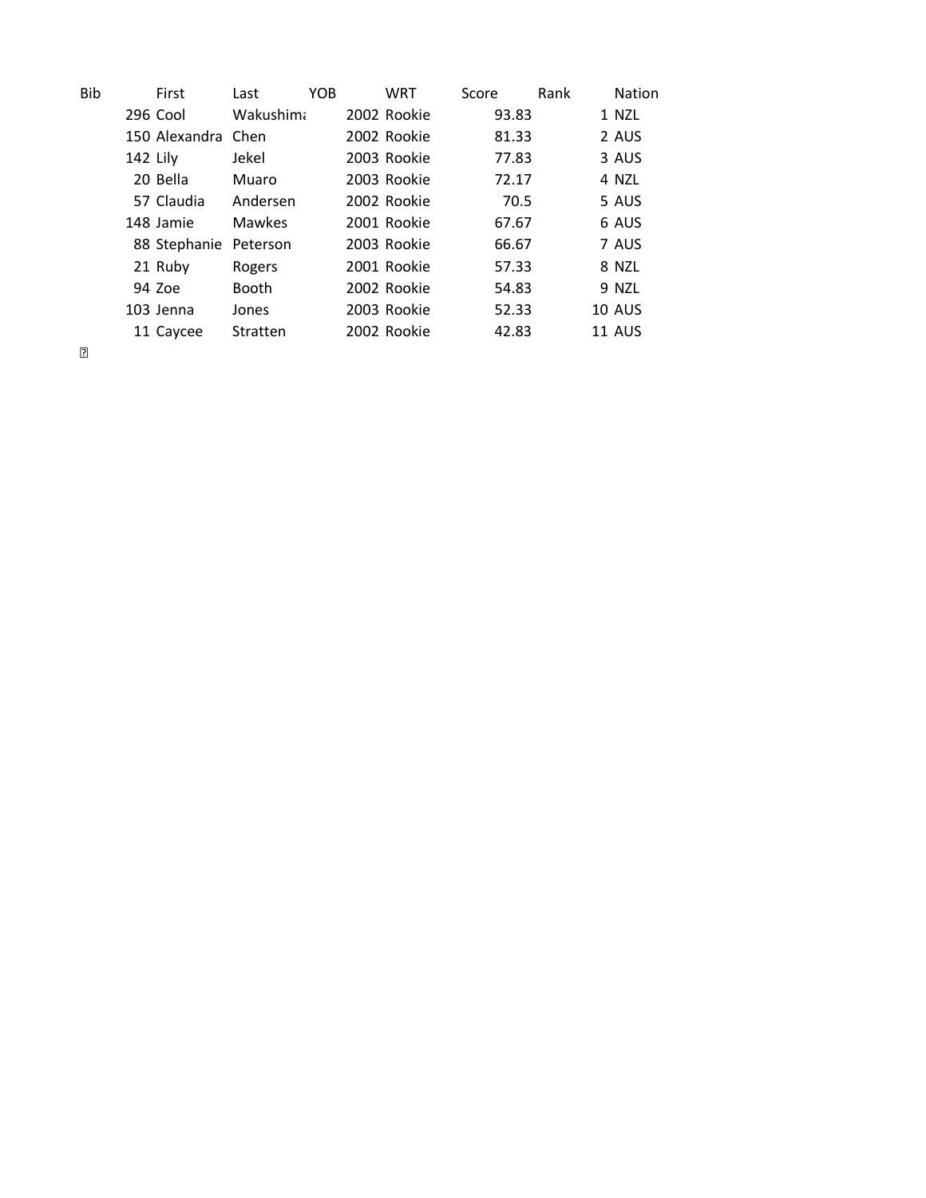| Bib | First | Last | YOB | WRT | Score | Rank | Nation |
|---|---|---|---|---|---|---|---|
| 296 | Cool | Wakushima | 2002 | Rookie | 93.83 | 1 | NZL |
| 150 | Alexandra | Chen | 2002 | Rookie | 81.33 | 2 | AUS |
| 142 | Lily | Jekel | 2003 | Rookie | 77.83 | 3 | AUS |
| 20 | Bella | Muaro | 2003 | Rookie | 72.17 | 4 | NZL |
| 57 | Claudia | Andersen | 2002 | Rookie | 70.5 | 5 | AUS |
| 148 | Jamie | Mawkes | 2001 | Rookie | 67.67 | 6 | AUS |
| 88 | Stephanie | Peterson | 2003 | Rookie | 66.67 | 7 | AUS |
| 21 | Ruby | Rogers | 2001 | Rookie | 57.33 | 8 | NZL |
| 94 | Zoe | Booth | 2002 | Rookie | 54.83 | 9 | NZL |
| 103 | Jenna | Jones | 2003 | Rookie | 52.33 | 10 | AUS |
| 11 | Caycee | Stratten | 2002 | Rookie | 42.83 | 11 | AUS |